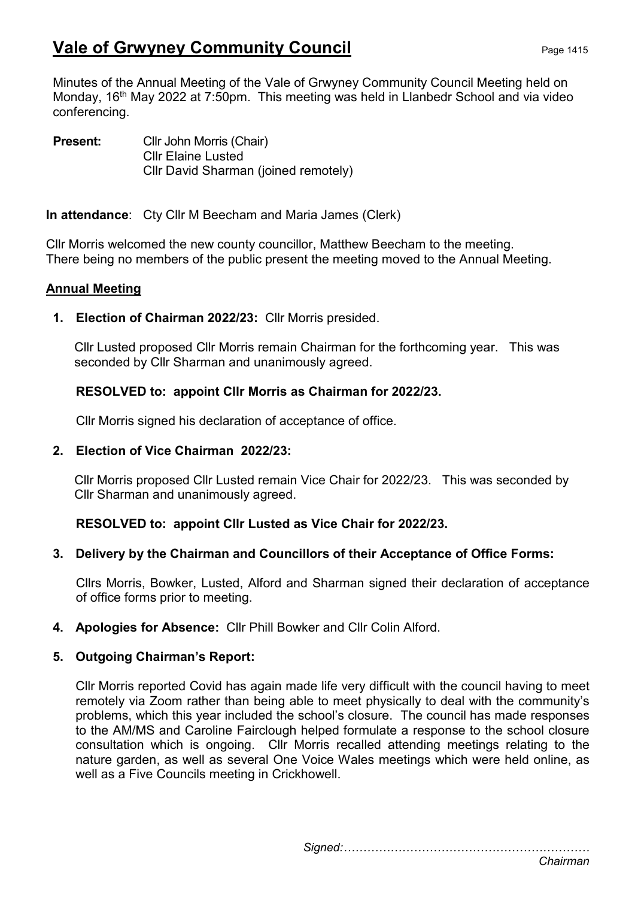# Vale of Grwyney Community Council

Minutes of the Annual Meeting of the Vale of Grwyney Community Council Meeting held on Monday, 16th May 2022 at 7:50pm. This meeting was held in Llanbedr School and via video conferencing.

**Present:** Cllr John Morris (Chair)
Cllr Elaine Lusted
Cllr David Sharman (joined remotely)

**In attendance**: Cty Cllr M Beecham and Maria James (Clerk)

Cllr Morris welcomed the new county councillor, Matthew Beecham to the meeting.
There being no members of the public present the meeting moved to the Annual Meeting.

## Annual Meeting

1. **Election of Chairman 2022/23:** Cllr Morris presided.

   Cllr Lusted proposed Cllr Morris remain Chairman for the forthcoming year. This was seconded by Cllr Sharman and unanimously agreed.

   **RESOLVED to: appoint Cllr Morris as Chairman for 2022/23.**

   Cllr Morris signed his declaration of acceptance of office.

2. **Election of Vice Chairman 2022/23:**

   Cllr Morris proposed Cllr Lusted remain Vice Chair for 2022/23. This was seconded by Cllr Sharman and unanimously agreed.

   **RESOLVED to: appoint Cllr Lusted as Vice Chair for 2022/23.**

3. **Delivery by the Chairman and Councillors of their Acceptance of Office Forms:**

   Cllrs Morris, Bowker, Lusted, Alford and Sharman signed their declaration of acceptance of office forms prior to meeting.

4. **Apologies for Absence:** Cllr Phill Bowker and Cllr Colin Alford.

5. **Outgoing Chairman's Report:**

   Cllr Morris reported Covid has again made life very difficult with the council having to meet remotely via Zoom rather than being able to meet physically to deal with the community's problems, which this year included the school's closure. The council has made responses to the AM/MS and Caroline Fairclough helped formulate a response to the school closure consultation which is ongoing. Cllr Morris recalled attending meetings relating to the nature garden, as well as several One Voice Wales meetings which were held online, as well as a Five Councils meeting in Crickhowell.

*Signed:………………………………………………………*
*Chairman*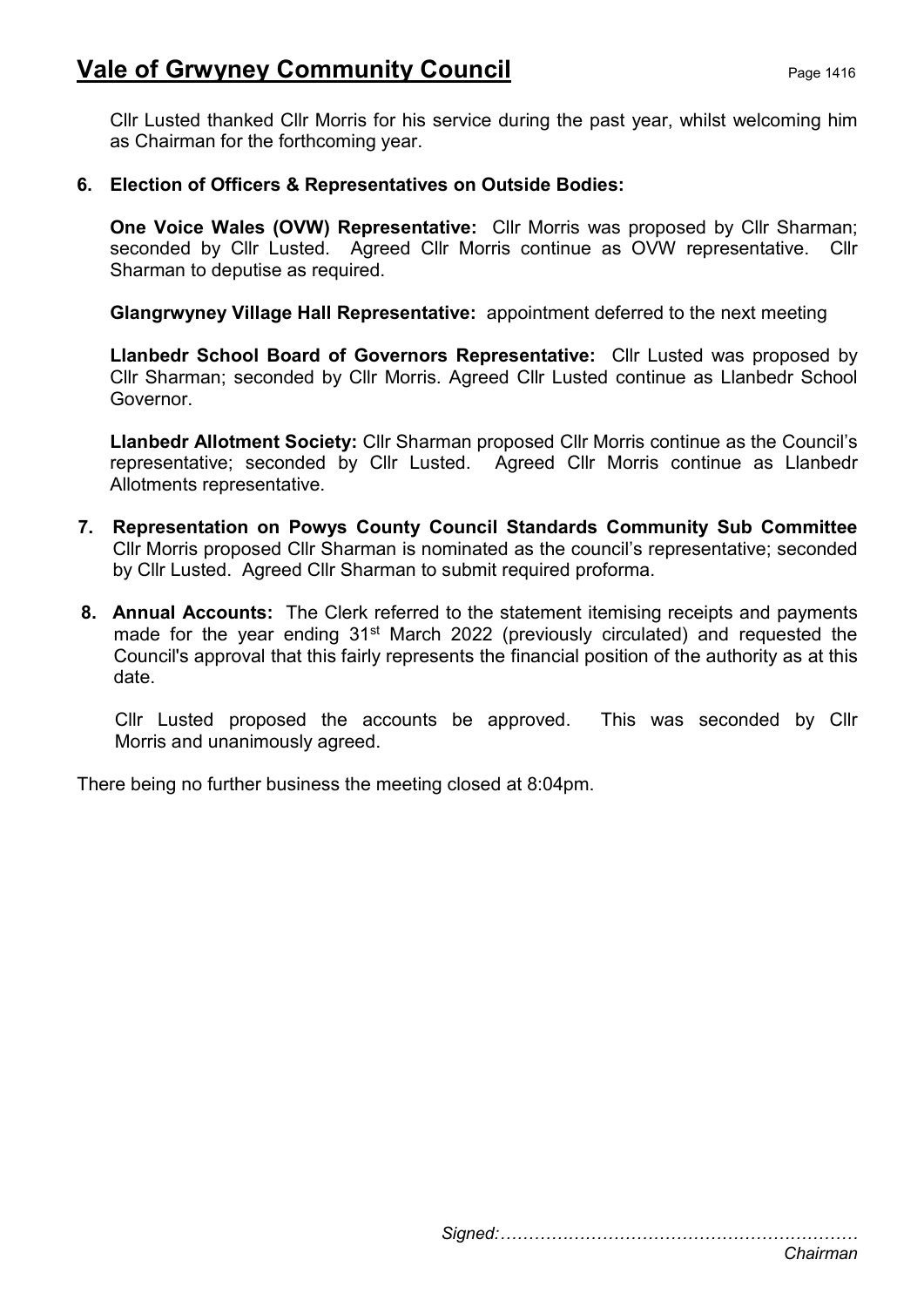Cllr Lusted thanked Cllr Morris for his service during the past year, whilst welcoming him as Chairman for the forthcoming year.

**6. Election of Officers & Representatives on Outside Bodies:**

**One Voice Wales (OVW) Representative:** Cllr Morris was proposed by Cllr Sharman; seconded by Cllr Lusted. Agreed Cllr Morris continue as OVW representative. Cllr Sharman to deputise as required.

**Glangrwyney Village Hall Representative:** appointment deferred to the next meeting

**Llanbedr School Board of Governors Representative:** Cllr Lusted was proposed by Cllr Sharman; seconded by Cllr Morris. Agreed Cllr Lusted continue as Llanbedr School Governor.

**Llanbedr Allotment Society:** Cllr Sharman proposed Cllr Morris continue as the Council's representative; seconded by Cllr Lusted. Agreed Cllr Morris continue as Llanbedr Allotments representative.

**7. Representation on Powys County Council Standards Community Sub Committee** Cllr Morris proposed Cllr Sharman is nominated as the council's representative; seconded by Cllr Lusted. Agreed Cllr Sharman to submit required proforma.

**8. Annual Accounts:** The Clerk referred to the statement itemising receipts and payments made for the year ending 31st March 2022 (previously circulated) and requested the Council's approval that this fairly represents the financial position of the authority as at this date.

Cllr Lusted proposed the accounts be approved. This was seconded by Cllr Morris and unanimously agreed.

There being no further business the meeting closed at 8:04pm.

*Signed:……………………………………………………*

*Chairman*